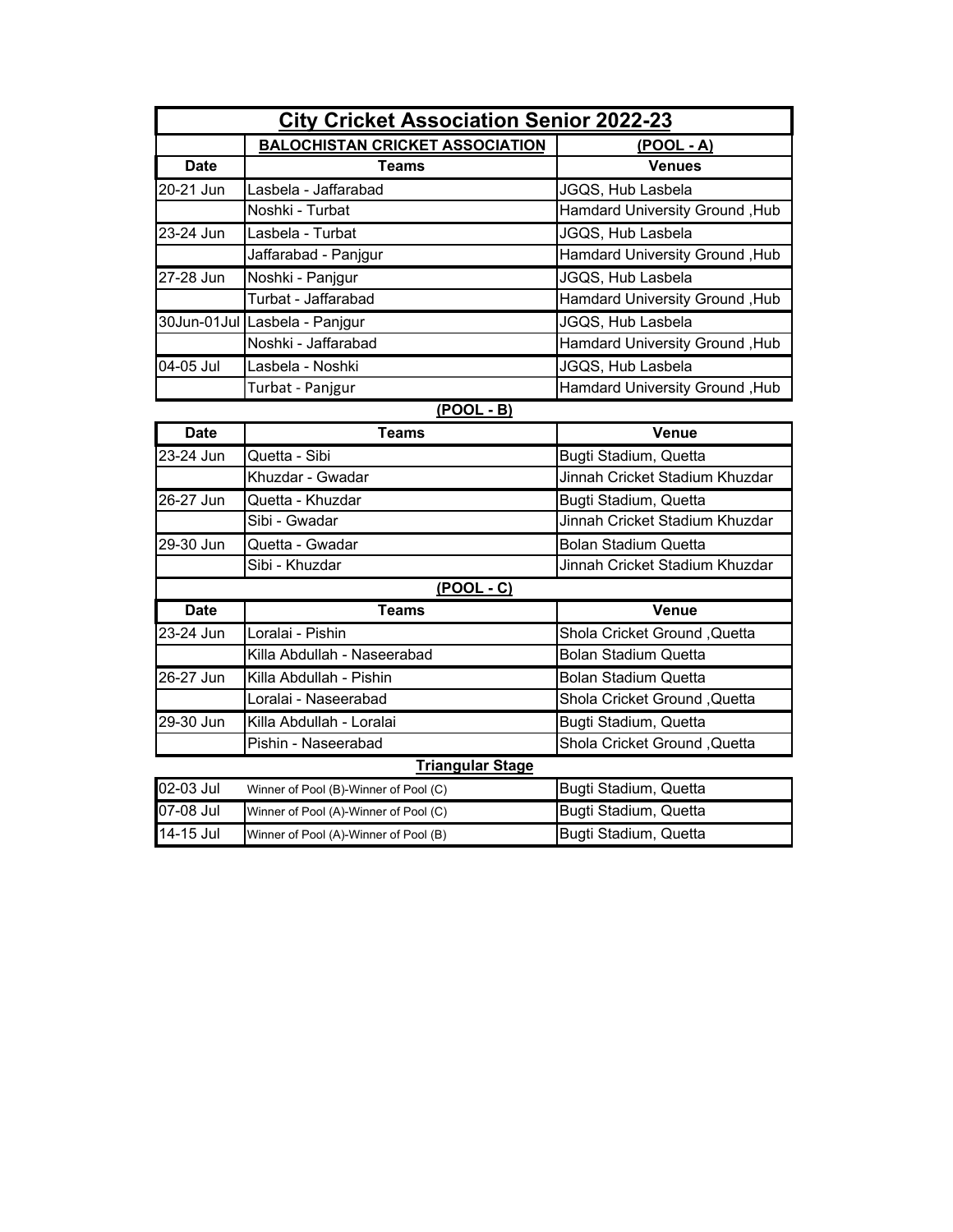# City Cricket Association Senior 2022-23

| | BALOCHISTAN CRICKET ASSOCIATION | (POOL - A) |
|---|---|---|
| **Date** | **Teams** | **Venues** |
| 20-21 Jun | Lasbela - Jaffarabad | JGQS, Hub Lasbela |
| | Noshki - Turbat | Hamdard University Ground ,Hub |
| 23-24 Jun | Lasbela - Turbat | JGQS, Hub Lasbela |
| | Jaffarabad - Panjgur | Hamdard University Ground ,Hub |
| 27-28 Jun | Noshki - Panjgur | JGQS, Hub Lasbela |
| | Turbat - Jaffarabad | Hamdard University Ground ,Hub |
| 30Jun-01Jul | Lasbela - Panjgur | JGQS, Hub Lasbela |
| | Noshki - Jaffarabad | Hamdard University Ground ,Hub |
| 04-05 Jul | Lasbela - Noshki | JGQS, Hub Lasbela |
| | Turbat - Panjgur | Hamdard University Ground ,Hub |

**(POOL - B)**

| Date | Teams | Venue |
|---|---|---|
| 23-24 Jun | Quetta - Sibi | Bugti Stadium, Quetta |
| | Khuzdar - Gwadar | Jinnah Cricket Stadium Khuzdar |
| 26-27 Jun | Quetta - Khuzdar | Bugti Stadium, Quetta |
| | Sibi - Gwadar | Jinnah Cricket Stadium Khuzdar |
| 29-30 Jun | Quetta - Gwadar | Bolan Stadium Quetta |
| | Sibi - Khuzdar | Jinnah Cricket Stadium Khuzdar |

**(POOL - C)**

| Date | Teams | Venue |
|---|---|---|
| 23-24 Jun | Loralai - Pishin | Shola Cricket Ground ,Quetta |
| | Killa Abdullah - Naseerabad | Bolan Stadium Quetta |
| 26-27 Jun | Killa Abdullah - Pishin | Bolan Stadium Quetta |
| | Loralai - Naseerabad | Shola Cricket Ground ,Quetta |
| 29-30 Jun | Killa Abdullah - Loralai | Bugti Stadium, Quetta |
| | Pishin - Naseerabad | Shola Cricket Ground ,Quetta |

**Triangular Stage**

| | | |
|---|---|---|
| 02-03 Jul | Winner of Pool (B)-Winner of Pool (C) | Bugti Stadium, Quetta |
| 07-08 Jul | Winner of Pool (A)-Winner of Pool (C) | Bugti Stadium, Quetta |
| 14-15 Jul | Winner of Pool (A)-Winner of Pool (B) | Bugti Stadium, Quetta |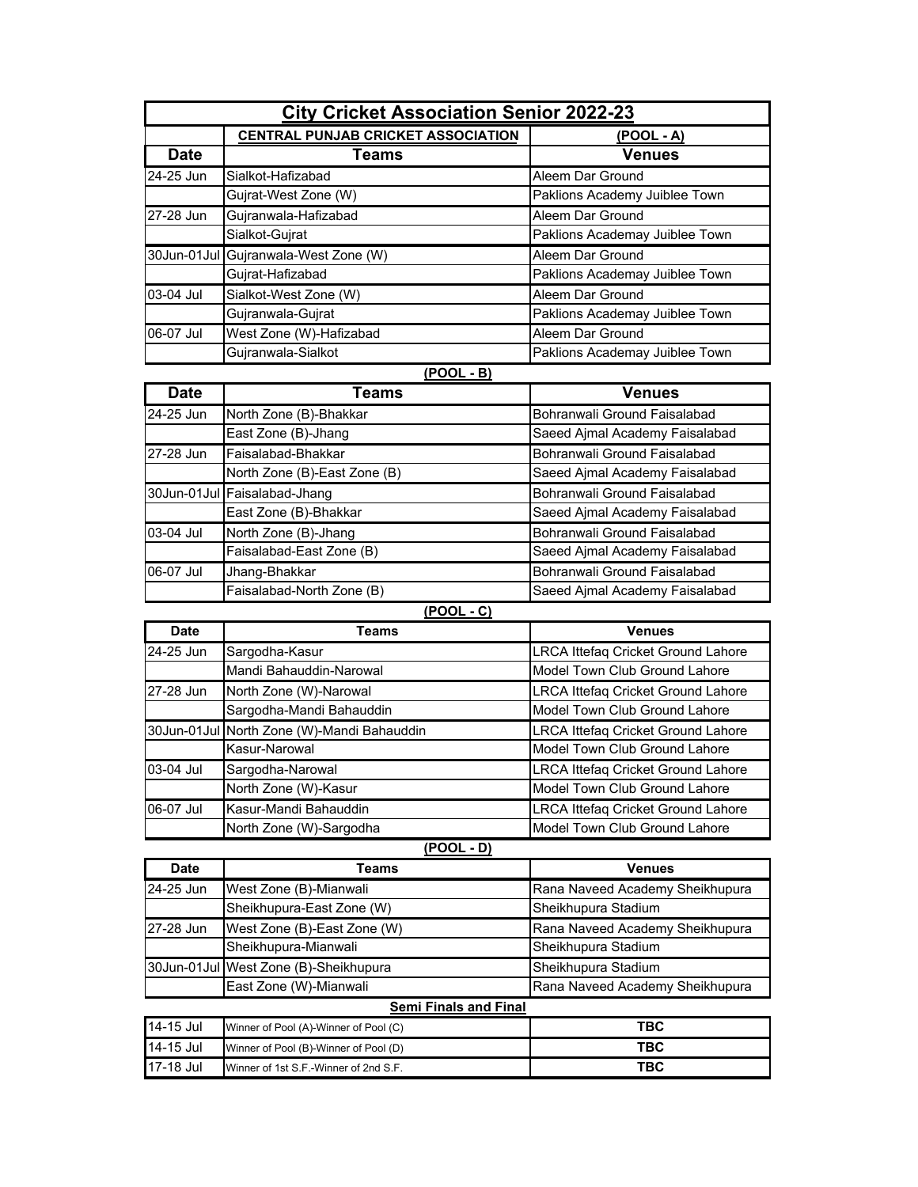# City Cricket Association Senior 2022-23

| | CENTRAL PUNJAB CRICKET ASSOCIATION | (POOL - A) |
|---|---|---|
| **Date** | **Teams** | **Venues** |
| 24-25 Jun | Sialkot-Hafizabad | Aleem Dar Ground |
| | Gujrat-West Zone (W) | Paklions Academy Juiblee Town |
| 27-28 Jun | Gujranwala-Hafizabad | Aleem Dar Ground |
| | Sialkot-Gujrat | Paklions Academay Juiblee Town |
| 30Jun-01Jul | Gujranwala-West Zone (W) | Aleem Dar Ground |
| | Gujrat-Hafizabad | Paklions Academay Juiblee Town |
| 03-04 Jul | Sialkot-West Zone (W) | Aleem Dar Ground |
| | Gujranwala-Gujrat | Paklions Academay Juiblee Town |
| 06-07 Jul | West Zone (W)-Hafizabad | Aleem Dar Ground |
| | Gujranwala-Sialkot | Paklions Academay Juiblee Town |

**(POOL - B)**

| Date | Teams | Venues |
|---|---|---|
| 24-25 Jun | North Zone (B)-Bhakkar | Bohranwali Ground Faisalabad |
| | East Zone (B)-Jhang | Saeed Ajmal Academy Faisalabad |
| 27-28 Jun | Faisalabad-Bhakkar | Bohranwali Ground Faisalabad |
| | North Zone (B)-East Zone (B) | Saeed Ajmal Academy Faisalabad |
| 30Jun-01Jul | Faisalabad-Jhang | Bohranwali Ground Faisalabad |
| | East Zone (B)-Bhakkar | Saeed Ajmal Academy Faisalabad |
| 03-04 Jul | North Zone (B)-Jhang | Bohranwali Ground Faisalabad |
| | Faisalabad-East Zone (B) | Saeed Ajmal Academy Faisalabad |
| 06-07 Jul | Jhang-Bhakkar | Bohranwali Ground Faisalabad |
| | Faisalabad-North Zone (B) | Saeed Ajmal Academy Faisalabad |

**(POOL - C)**

| Date | Teams | Venues |
|---|---|---|
| 24-25 Jun | Sargodha-Kasur | LRCA Ittefaq Cricket Ground Lahore |
| | Mandi Bahauddin-Narowal | Model Town Club Ground Lahore |
| 27-28 Jun | North Zone (W)-Narowal | LRCA Ittefaq Cricket Ground Lahore |
| | Sargodha-Mandi Bahauddin | Model Town Club Ground Lahore |
| 30Jun-01Jul | North Zone (W)-Mandi Bahauddin | LRCA Ittefaq Cricket Ground Lahore |
| | Kasur-Narowal | Model Town Club Ground Lahore |
| 03-04 Jul | Sargodha-Narowal | LRCA Ittefaq Cricket Ground Lahore |
| | North Zone (W)-Kasur | Model Town Club Ground Lahore |
| 06-07 Jul | Kasur-Mandi Bahauddin | LRCA Ittefaq Cricket Ground Lahore |
| | North Zone (W)-Sargodha | Model Town Club Ground Lahore |

**(POOL - D)**

| Date | Teams | Venues |
|---|---|---|
| 24-25 Jun | West Zone (B)-Mianwali | Rana Naveed Academy Sheikhupura |
| | Sheikhupura-East Zone (W) | Sheikhupura Stadium |
| 27-28 Jun | West Zone (B)-East Zone (W) | Rana Naveed Academy Sheikhupura |
| | Sheikhupura-Mianwali | Sheikhupura Stadium |
| 30Jun-01Jul | West Zone (B)-Sheikhupura | Sheikhupura Stadium |
| | East Zone (W)-Mianwali | Rana Naveed Academy Sheikhupura |

**Semi Finals and Final**

| | | |
|---|---|---|
| 14-15 Jul | Winner of Pool (A)-Winner of Pool (C) | TBC |
| 14-15 Jul | Winner of Pool (B)-Winner of Pool (D) | TBC |
| 17-18 Jul | Winner of 1st S.F.-Winner of 2nd S.F. | TBC |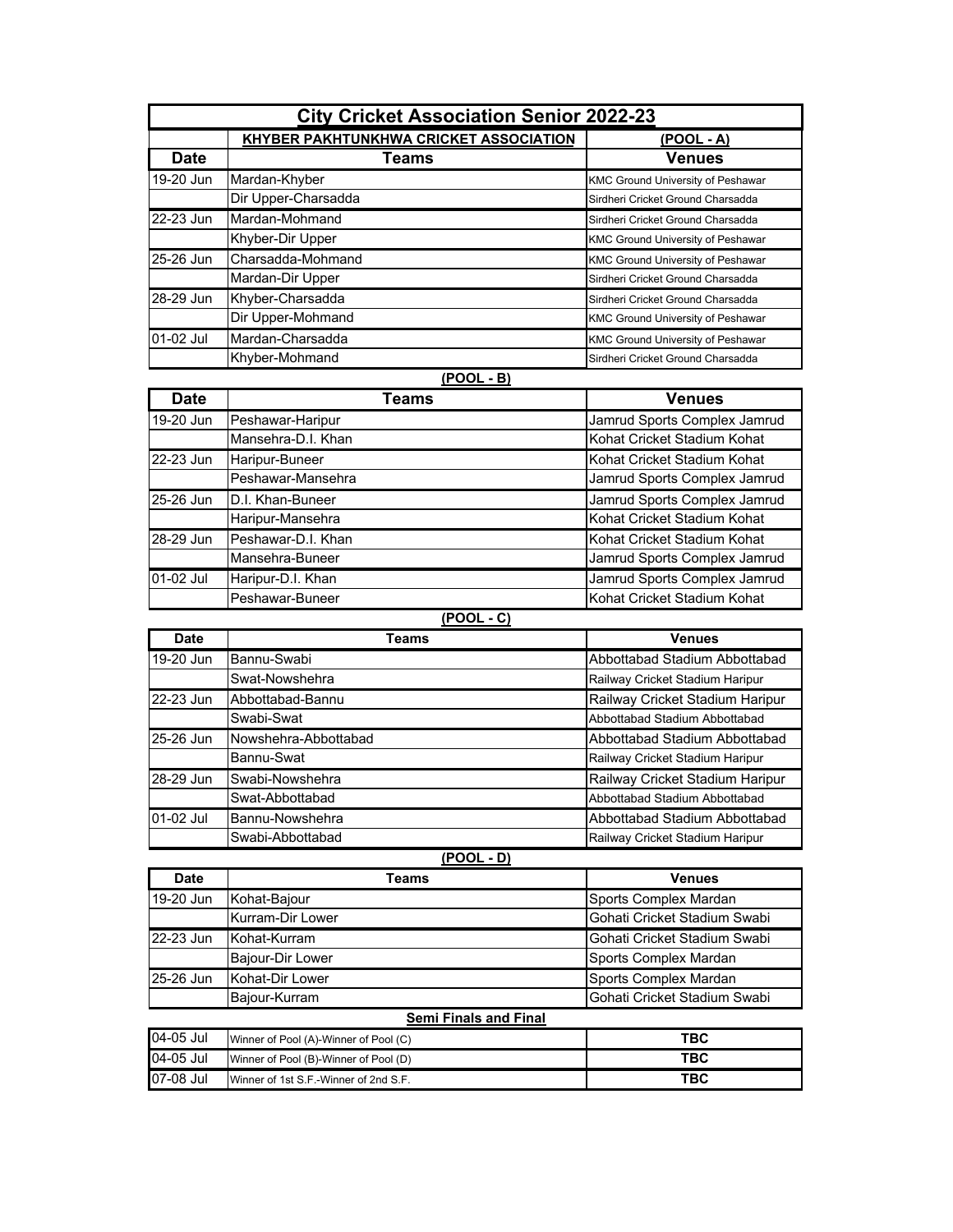# City Cricket Association Senior 2022-23

## KHYBER PAKHTUNKHWA CRICKET ASSOCIATION

### (POOL - A)

| Date | Teams | Venues |
|---|---|---|
| 19-20 Jun | Mardan-Khyber | KMC Ground University of Peshawar |
| | Dir Upper-Charsadda | Sirdheri Cricket Ground Charsadda |
| 22-23 Jun | Mardan-Mohmand | Sirdheri Cricket Ground Charsadda |
| | Khyber-Dir Upper | KMC Ground University of Peshawar |
| 25-26 Jun | Charsadda-Mohmand | KMC Ground University of Peshawar |
| | Mardan-Dir Upper | Sirdheri Cricket Ground Charsadda |
| 28-29 Jun | Khyber-Charsadda | Sirdheri Cricket Ground Charsadda |
| | Dir Upper-Mohmand | KMC Ground University of Peshawar |
| 01-02 Jul | Mardan-Charsadda | KMC Ground University of Peshawar |
| | Khyber-Mohmand | Sirdheri Cricket Ground Charsadda |

### (POOL - B)

| Date | Teams | Venues |
|---|---|---|
| 19-20 Jun | Peshawar-Haripur | Jamrud Sports Complex Jamrud |
| | Mansehra-D.I. Khan | Kohat Cricket Stadium Kohat |
| 22-23 Jun | Haripur-Buneer | Kohat Cricket Stadium Kohat |
| | Peshawar-Mansehra | Jamrud Sports Complex Jamrud |
| 25-26 Jun | D.I. Khan-Buneer | Jamrud Sports Complex Jamrud |
| | Haripur-Mansehra | Kohat Cricket Stadium Kohat |
| 28-29 Jun | Peshawar-D.I. Khan | Kohat Cricket Stadium Kohat |
| | Mansehra-Buneer | Jamrud Sports Complex Jamrud |
| 01-02 Jul | Haripur-D.I. Khan | Jamrud Sports Complex Jamrud |
| | Peshawar-Buneer | Kohat Cricket Stadium Kohat |

### (POOL - C)

| Date | Teams | Venues |
|---|---|---|
| 19-20 Jun | Bannu-Swabi | Abbottabad Stadium Abbottabad |
| | Swat-Nowshehra | Railway Cricket Stadium Haripur |
| 22-23 Jun | Abbottabad-Bannu | Railway Cricket Stadium Haripur |
| | Swabi-Swat | Abbottabad Stadium Abbottabad |
| 25-26 Jun | Nowshehra-Abbottabad | Abbottabad Stadium Abbottabad |
| | Bannu-Swat | Railway Cricket Stadium Haripur |
| 28-29 Jun | Swabi-Nowshehra | Railway Cricket Stadium Haripur |
| | Swat-Abbottabad | Abbottabad Stadium Abbottabad |
| 01-02 Jul | Bannu-Nowshehra | Abbottabad Stadium Abbottabad |
| | Swabi-Abbottabad | Railway Cricket Stadium Haripur |

### (POOL - D)

| Date | Teams | Venues |
|---|---|---|
| 19-20 Jun | Kohat-Bajour | Sports Complex Mardan |
| | Kurram-Dir Lower | Gohati Cricket Stadium Swabi |
| 22-23 Jun | Kohat-Kurram | Gohati Cricket Stadium Swabi |
| | Bajour-Dir Lower | Sports Complex Mardan |
| 25-26 Jun | Kohat-Dir Lower | Sports Complex Mardan |
| | Bajour-Kurram | Gohati Cricket Stadium Swabi |

### Semi Finals and Final

| Date | Teams | Venues |
|---|---|---|
| 04-05 Jul | Winner of Pool (A)-Winner of Pool (C) | **TBC** |
| 04-05 Jul | Winner of Pool (B)-Winner of Pool (D) | **TBC** |
| 07-08 Jul | Winner of 1st S.F.-Winner of 2nd S.F. | **TBC** |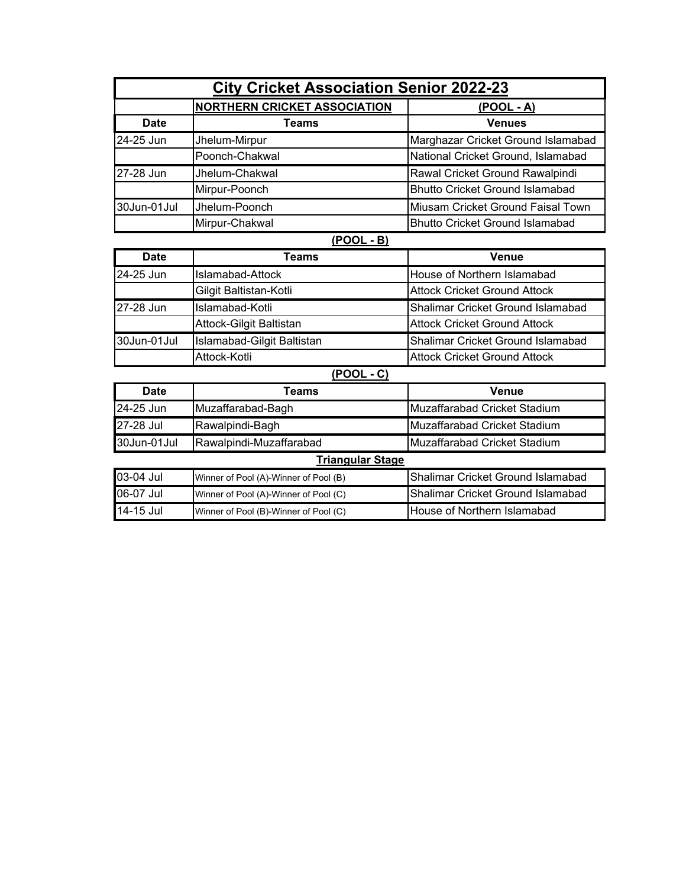# City Cricket Association Senior 2022-23

| | NORTHERN CRICKET ASSOCIATION | (POOL - A) |
|---|---|---|
| **Date** | **Teams** | **Venues** |
| 24-25 Jun | Jhelum-Mirpur | Marghazar Cricket Ground Islamabad |
| | Poonch-Chakwal | National Cricket Ground, Islamabad |
| 27-28 Jun | Jhelum-Chakwal | Rawal Cricket Ground Rawalpindi |
| | Mirpur-Poonch | Bhutto Cricket Ground Islamabad |
| 30Jun-01Jul | Jhelum-Poonch | Miusam Cricket Ground Faisal Town |
| | Mirpur-Chakwal | Bhutto Cricket Ground Islamabad |

**(POOL - B)**

| Date | Teams | Venue |
|---|---|---|
| 24-25 Jun | Islamabad-Attock | House of Northern Islamabad |
| | Gilgit Baltistan-Kotli | Attock Cricket Ground Attock |
| 27-28 Jun | Islamabad-Kotli | Shalimar Cricket Ground Islamabad |
| | Attock-Gilgit Baltistan | Attock Cricket Ground Attock |
| 30Jun-01Jul | Islamabad-Gilgit Baltistan | Shalimar Cricket Ground Islamabad |
| | Attock-Kotli | Attock Cricket Ground Attock |

**(POOL - C)**

| Date | Teams | Venue |
|---|---|---|
| 24-25 Jun | Muzaffarabad-Bagh | Muzaffarabad Cricket Stadium |
| 27-28 Jul | Rawalpindi-Bagh | Muzaffarabad Cricket Stadium |
| 30Jun-01Jul | Rawalpindi-Muzaffarabad | Muzaffarabad Cricket Stadium |

**Triangular Stage**

| Date | Teams | Venue |
|---|---|---|
| 03-04 Jul | Winner of Pool (A)-Winner of Pool (B) | Shalimar Cricket Ground Islamabad |
| 06-07 Jul | Winner of Pool (A)-Winner of Pool (C) | Shalimar Cricket Ground Islamabad |
| 14-15 Jul | Winner of Pool (B)-Winner of Pool (C) | House of Northern Islamabad |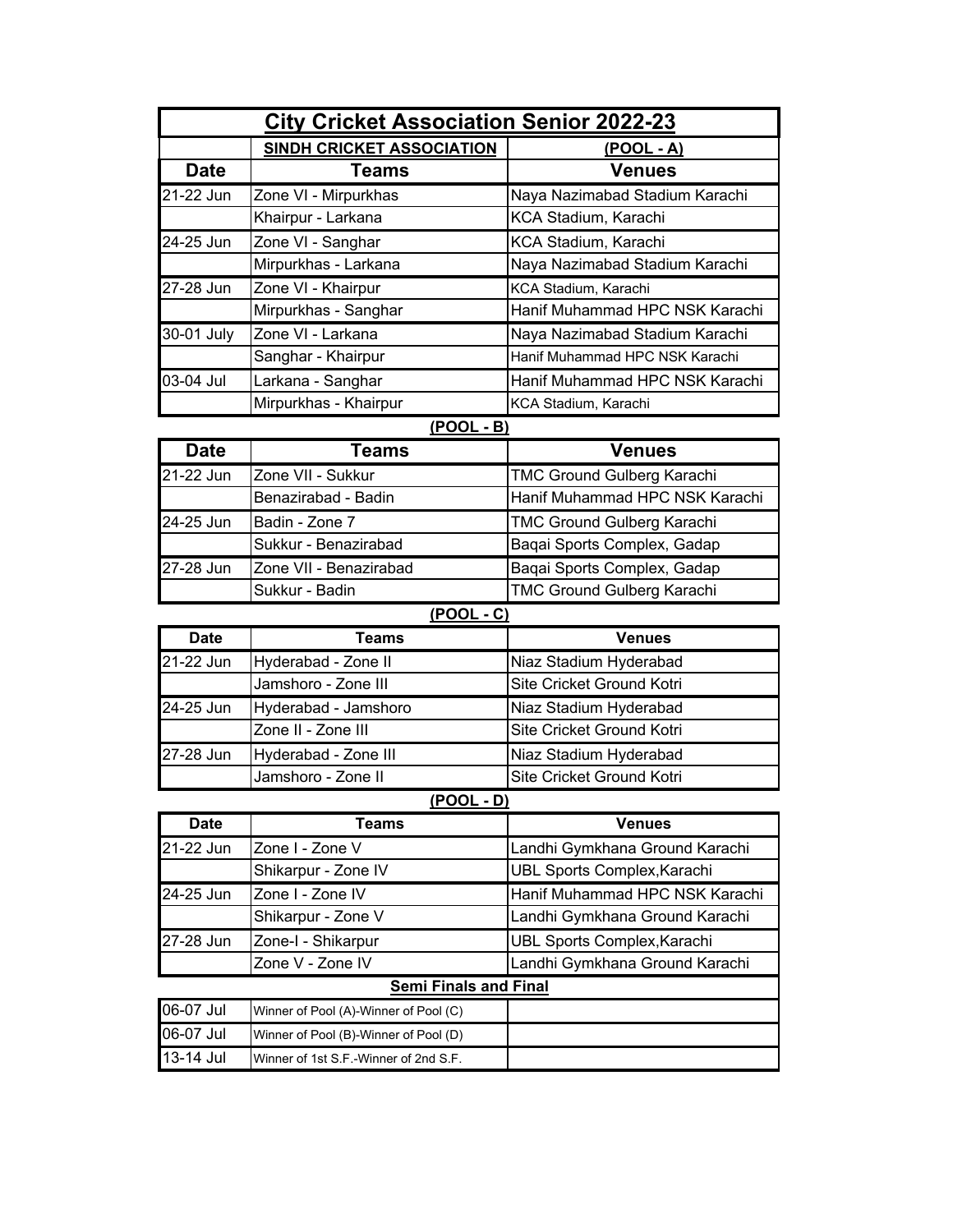# City Cricket Association Senior 2022-23

**SINDH CRICKET ASSOCIATION**

## (POOL - A)

| Date | Teams | Venues |
|---|---|---|
| 21-22 Jun | Zone VI - Mirpurkhas | Naya Nazimabad Stadium Karachi |
| | Khairpur - Larkana | KCA Stadium, Karachi |
| 24-25 Jun | Zone VI - Sanghar | KCA Stadium, Karachi |
| | Mirpurkhas - Larkana | Naya Nazimabad Stadium Karachi |
| 27-28 Jun | Zone VI - Khairpur | KCA Stadium, Karachi |
| | Mirpurkhas - Sanghar | Hanif Muhammad HPC NSK Karachi |
| 30-01 July | Zone VI - Larkana | Naya Nazimabad Stadium Karachi |
| | Sanghar - Khairpur | Hanif Muhammad HPC NSK Karachi |
| 03-04 Jul | Larkana - Sanghar | Hanif Muhammad HPC NSK Karachi |
| | Mirpurkhas - Khairpur | KCA Stadium, Karachi |

## (POOL - B)

| Date | Teams | Venues |
|---|---|---|
| 21-22 Jun | Zone VII - Sukkur | TMC Ground Gulberg Karachi |
| | Benazirabad - Badin | Hanif Muhammad HPC NSK Karachi |
| 24-25 Jun | Badin - Zone 7 | TMC Ground Gulberg Karachi |
| | Sukkur - Benazirabad | Baqai Sports Complex, Gadap |
| 27-28 Jun | Zone VII - Benazirabad | Baqai Sports Complex, Gadap |
| | Sukkur - Badin | TMC Ground Gulberg Karachi |

## (POOL - C)

| Date | Teams | Venues |
|---|---|---|
| 21-22 Jun | Hyderabad - Zone II | Niaz Stadium Hyderabad |
| | Jamshoro - Zone III | Site Cricket Ground Kotri |
| 24-25 Jun | Hyderabad - Jamshoro | Niaz Stadium Hyderabad |
| | Zone II - Zone III | Site Cricket Ground Kotri |
| 27-28 Jun | Hyderabad - Zone III | Niaz Stadium Hyderabad |
| | Jamshoro - Zone II | Site Cricket Ground Kotri |

## (POOL - D)

| Date | Teams | Venues |
|---|---|---|
| 21-22 Jun | Zone I - Zone V | Landhi Gymkhana Ground Karachi |
| | Shikarpur - Zone IV | UBL Sports Complex,Karachi |
| 24-25 Jun | Zone I - Zone IV | Hanif Muhammad HPC NSK Karachi |
| | Shikarpur - Zone V | Landhi Gymkhana Ground Karachi |
| 27-28 Jun | Zone-I - Shikarpur | UBL Sports Complex,Karachi |
| | Zone V - Zone IV | Landhi Gymkhana Ground Karachi |

## Semi Finals and Final

| | | |
|---|---|---|
| 06-07 Jul | Winner of Pool (A)-Winner of Pool (C) | |
| 06-07 Jul | Winner of Pool (B)-Winner of Pool (D) | |
| 13-14 Jul | Winner of 1st S.F.-Winner of 2nd S.F. | |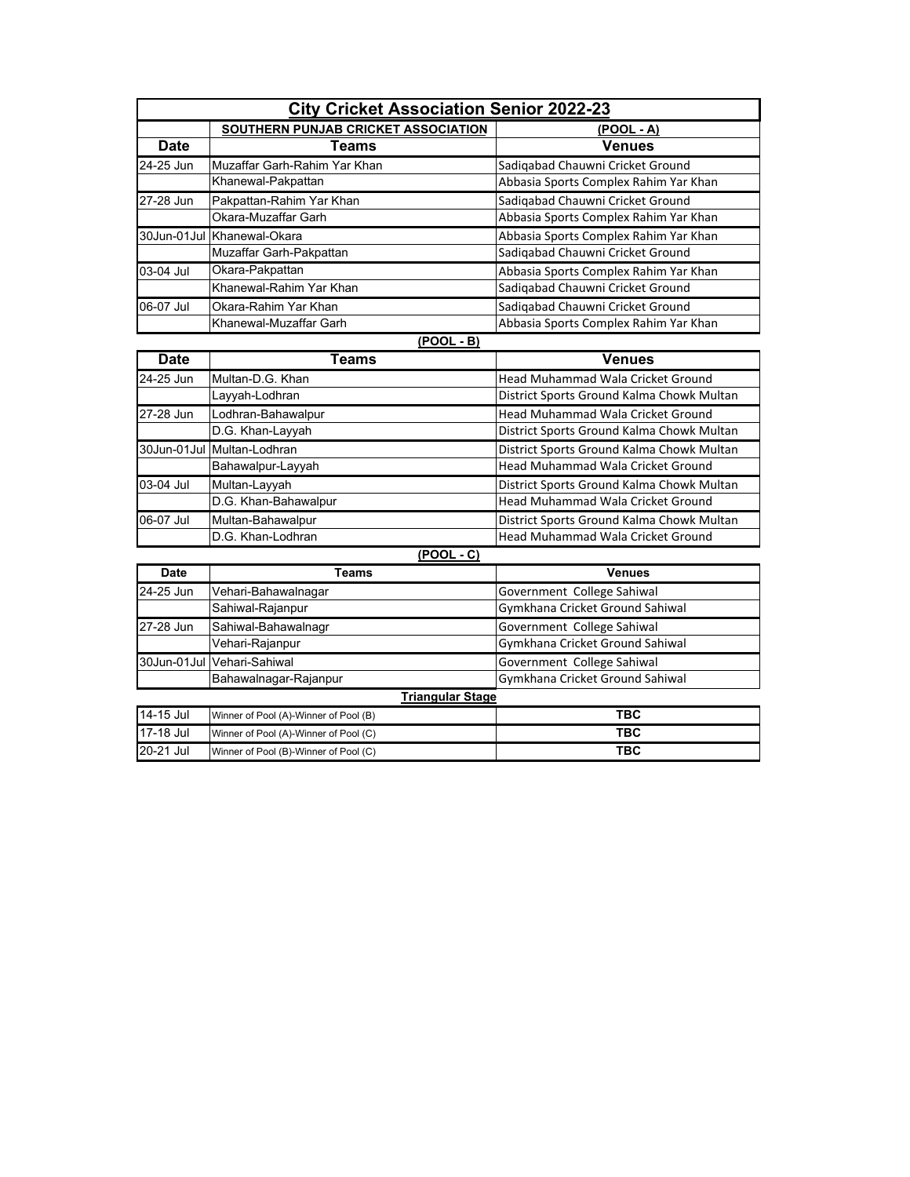# City Cricket Association Senior 2022-23

| | SOUTHERN PUNJAB CRICKET ASSOCIATION | (POOL - A) |
|---|---|---|
| **Date** | **Teams** | **Venues** |
| 24-25 Jun | Muzaffar Garh-Rahim Yar Khan | Sadiqabad Chauwni Cricket Ground |
| | Khanewal-Pakpattan | Abbasia Sports Complex Rahim Yar Khan |
| 27-28 Jun | Pakpattan-Rahim Yar Khan | Sadiqabad Chauwni Cricket Ground |
| | Okara-Muzaffar Garh | Abbasia Sports Complex Rahim Yar Khan |
| 30Jun-01Jul | Khanewal-Okara | Abbasia Sports Complex Rahim Yar Khan |
| | Muzaffar Garh-Pakpattan | Sadiqabad Chauwni Cricket Ground |
| 03-04 Jul | Okara-Pakpattan | Abbasia Sports Complex Rahim Yar Khan |
| | Khanewal-Rahim Yar Khan | Sadiqabad Chauwni Cricket Ground |
| 06-07 Jul | Okara-Rahim Yar Khan | Sadiqabad Chauwni Cricket Ground |
| | Khanewal-Muzaffar Garh | Abbasia Sports Complex Rahim Yar Khan |

**(POOL - B)**

| Date | Teams | Venues |
|---|---|---|
| 24-25 Jun | Multan-D.G. Khan | Head Muhammad Wala Cricket Ground |
| | Layyah-Lodhran | District Sports Ground Kalma Chowk Multan |
| 27-28 Jun | Lodhran-Bahawalpur | Head Muhammad Wala Cricket Ground |
| | D.G. Khan-Layyah | District Sports Ground Kalma Chowk Multan |
| 30Jun-01Jul | Multan-Lodhran | District Sports Ground Kalma Chowk Multan |
| | Bahawalpur-Layyah | Head Muhammad Wala Cricket Ground |
| 03-04 Jul | Multan-Layyah | District Sports Ground Kalma Chowk Multan |
| | D.G. Khan-Bahawalpur | Head Muhammad Wala Cricket Ground |
| 06-07 Jul | Multan-Bahawalpur | District Sports Ground Kalma Chowk Multan |
| | D.G. Khan-Lodhran | Head Muhammad Wala Cricket Ground |

**(POOL - C)**

| Date | Teams | Venues |
|---|---|---|
| 24-25 Jun | Vehari-Bahawalnagar | Government College Sahiwal |
| | Sahiwal-Rajanpur | Gymkhana Cricket Ground Sahiwal |
| 27-28 Jun | Sahiwal-Bahawalnagr | Government College Sahiwal |
| | Vehari-Rajanpur | Gymkhana Cricket Ground Sahiwal |
| 30Jun-01Jul | Vehari-Sahiwal | Government College Sahiwal |
| | Bahawalnagar-Rajanpur | Gymkhana Cricket Ground Sahiwal |

**Triangular Stage**

| | | |
|---|---|---|
| 14-15 Jul | Winner of Pool (A)-Winner of Pool (B) | TBC |
| 17-18 Jul | Winner of Pool (A)-Winner of Pool (C) | TBC |
| 20-21 Jul | Winner of Pool (B)-Winner of Pool (C) | TBC |